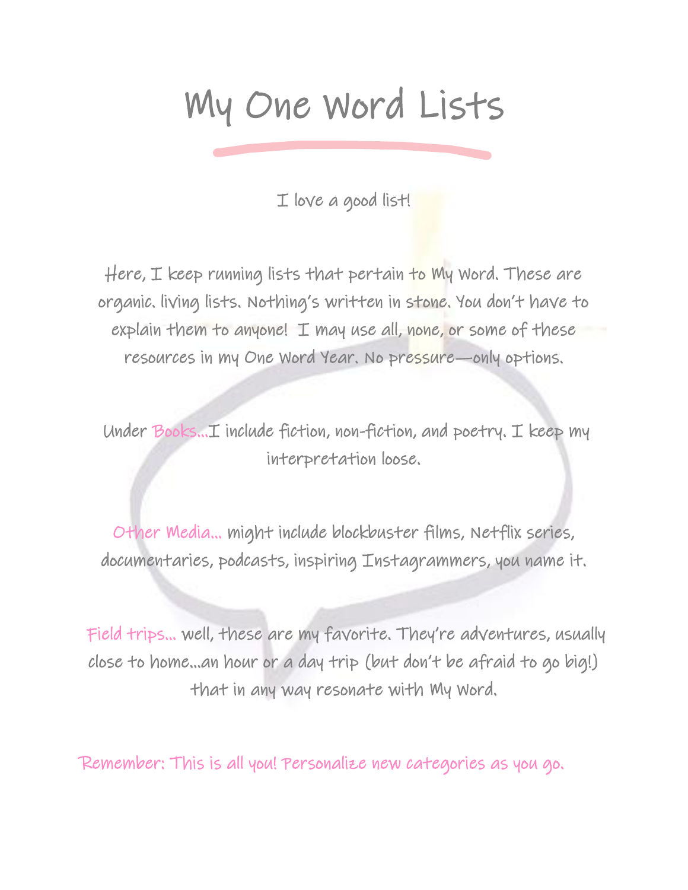# My One Word Lists

I love a good list!

Here, I keep running lists that pertain to My Word. These are organic. living lists. Nothing's written in stone. You don't have to explain them to anyone! I may use all, none, or some of these resources in my One Word Year. No pressure—only options.

Under Books...I include fiction, non-fiction, and poetry. I keep my interpretation loose.

Other Media... might include blockbuster films, Netflix series, documentaries, podcasts, inspiring Instagrammers, you name it.

Field trips... well, these are my favorite. They're adventures, usually close to home...an hour or a day trip (but don't be afraid to go big!) that in any way resonate with My Word.

Remember: This is all you! Personalize new categories as you go.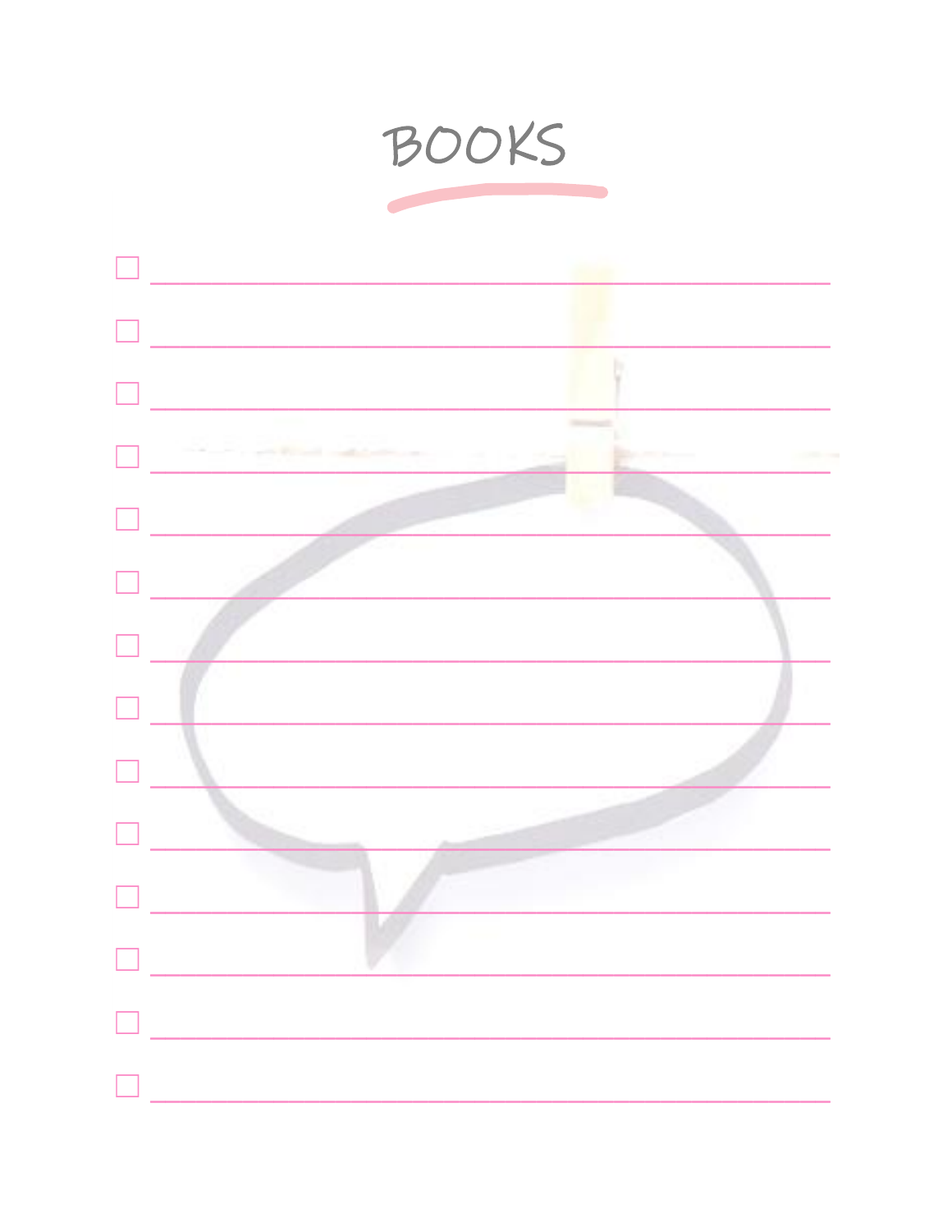# BOOKS

- [ ] 
- [ ] 
- [ ] 
- [ ] 
- [ ] 
- [ ] 
- [ ] 
- [ ] 
- [ ] 
- [ ] 
- [ ] 
- [ ] 
- [ ] 
- [ ]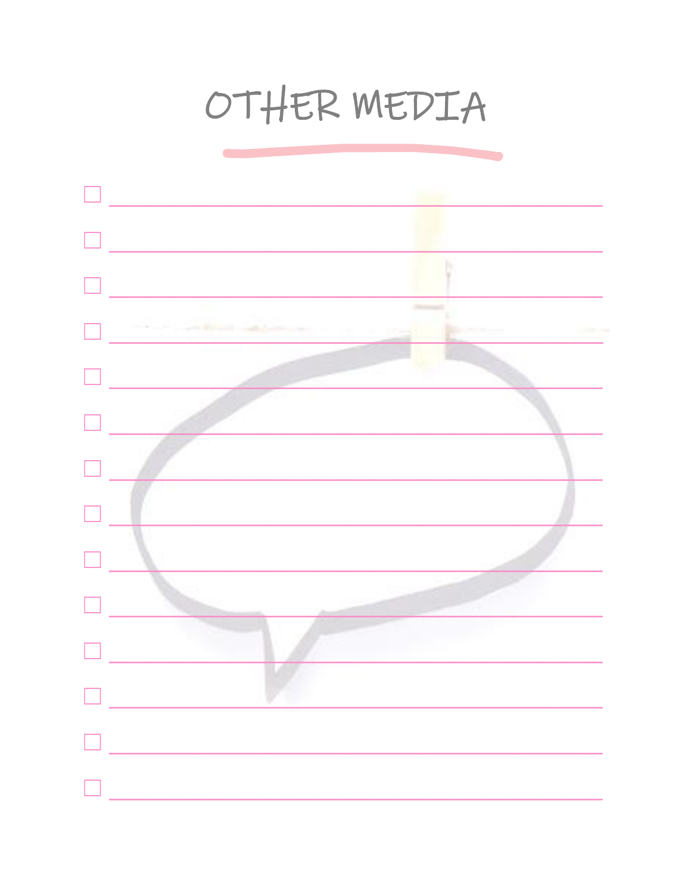# OTHER MEDIA

- [ ] ____________________
- [ ] ____________________
- [ ] ____________________
- [ ] ____________________
- [ ] ____________________
- [ ] ____________________
- [ ] ____________________
- [ ] ____________________
- [ ] ____________________
- [ ] ____________________
- [ ] ____________________
- [ ] ____________________
- [ ] ____________________
- [ ] ____________________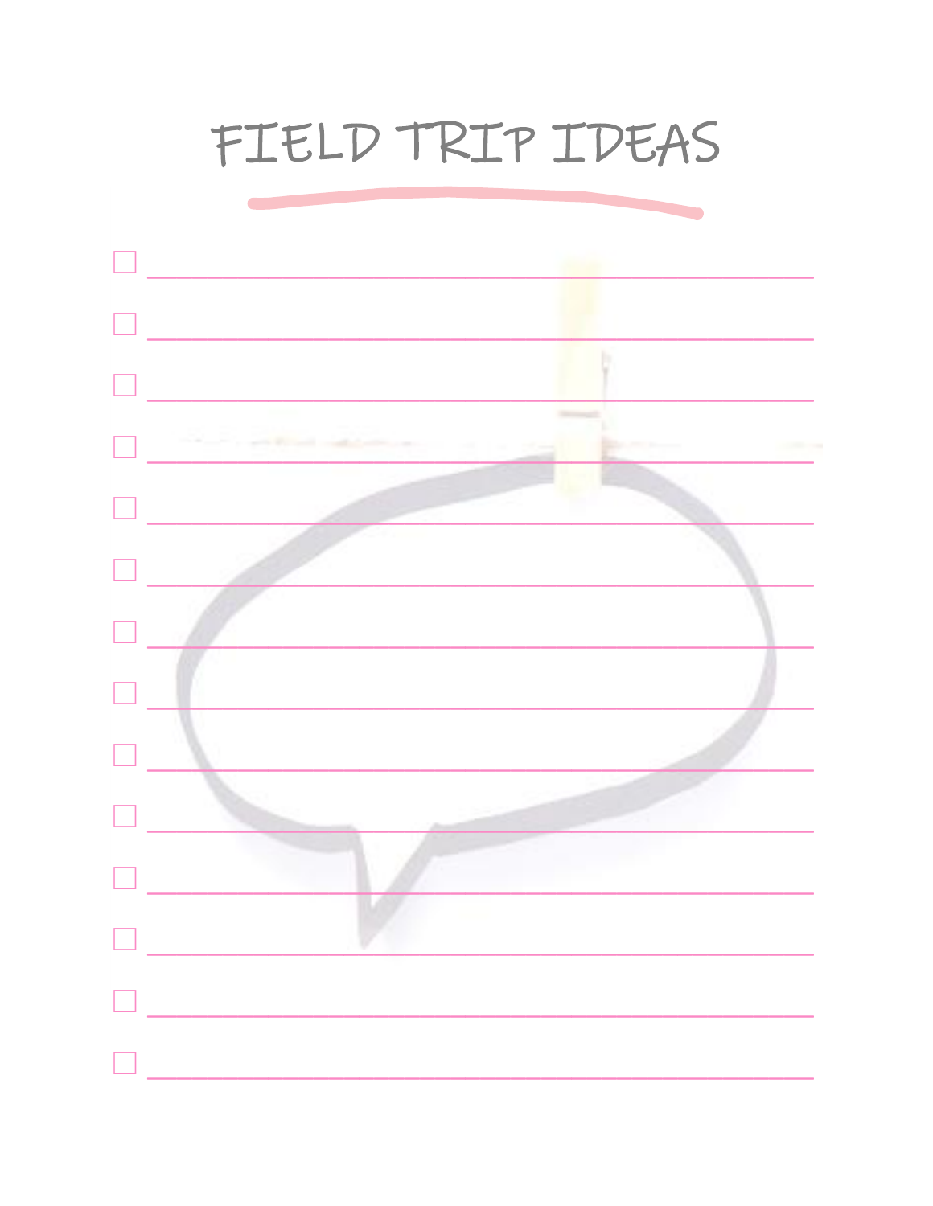# FIELD TRIP IDEAS

- [ ] 
- [ ] 
- [ ] 
- [ ] 
- [ ] 
- [ ] 
- [ ] 
- [ ] 
- [ ] 
- [ ] 
- [ ] 
- [ ] 
- [ ] 
- [ ]